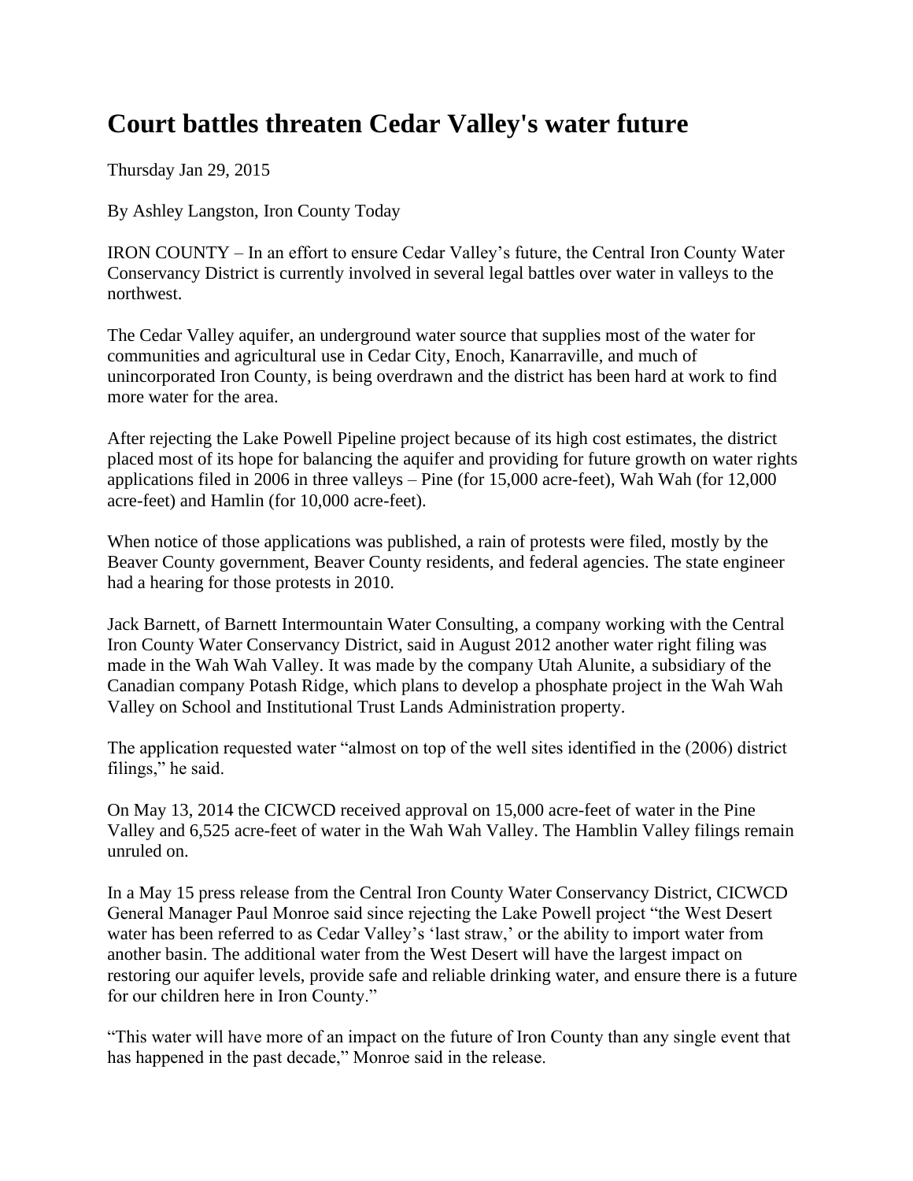# Court battles threaten Cedar Valley's water future

Thursday Jan 29, 2015

By Ashley Langston, Iron County Today

IRON COUNTY – In an effort to ensure Cedar Valley's future, the Central Iron County Water Conservancy District is currently involved in several legal battles over water in valleys to the northwest.

The Cedar Valley aquifer, an underground water source that supplies most of the water for communities and agricultural use in Cedar City, Enoch, Kanarraville, and much of unincorporated Iron County, is being overdrawn and the district has been hard at work to find more water for the area.

After rejecting the Lake Powell Pipeline project because of its high cost estimates, the district placed most of its hope for balancing the aquifer and providing for future growth on water rights applications filed in 2006 in three valleys – Pine (for 15,000 acre-feet), Wah Wah (for 12,000 acre-feet) and Hamlin (for 10,000 acre-feet).

When notice of those applications was published, a rain of protests were filed, mostly by the Beaver County government, Beaver County residents, and federal agencies. The state engineer had a hearing for those protests in 2010.

Jack Barnett, of Barnett Intermountain Water Consulting, a company working with the Central Iron County Water Conservancy District, said in August 2012 another water right filing was made in the Wah Wah Valley. It was made by the company Utah Alunite, a subsidiary of the Canadian company Potash Ridge, which plans to develop a phosphate project in the Wah Wah Valley on School and Institutional Trust Lands Administration property.

The application requested water "almost on top of the well sites identified in the (2006) district filings," he said.

On May 13, 2014 the CICWCD received approval on 15,000 acre-feet of water in the Pine Valley and 6,525 acre-feet of water in the Wah Wah Valley. The Hamblin Valley filings remain unruled on.

In a May 15 press release from the Central Iron County Water Conservancy District, CICWCD General Manager Paul Monroe said since rejecting the Lake Powell project "the West Desert water has been referred to as Cedar Valley's 'last straw,' or the ability to import water from another basin. The additional water from the West Desert will have the largest impact on restoring our aquifer levels, provide safe and reliable drinking water, and ensure there is a future for our children here in Iron County."

"This water will have more of an impact on the future of Iron County than any single event that has happened in the past decade," Monroe said in the release.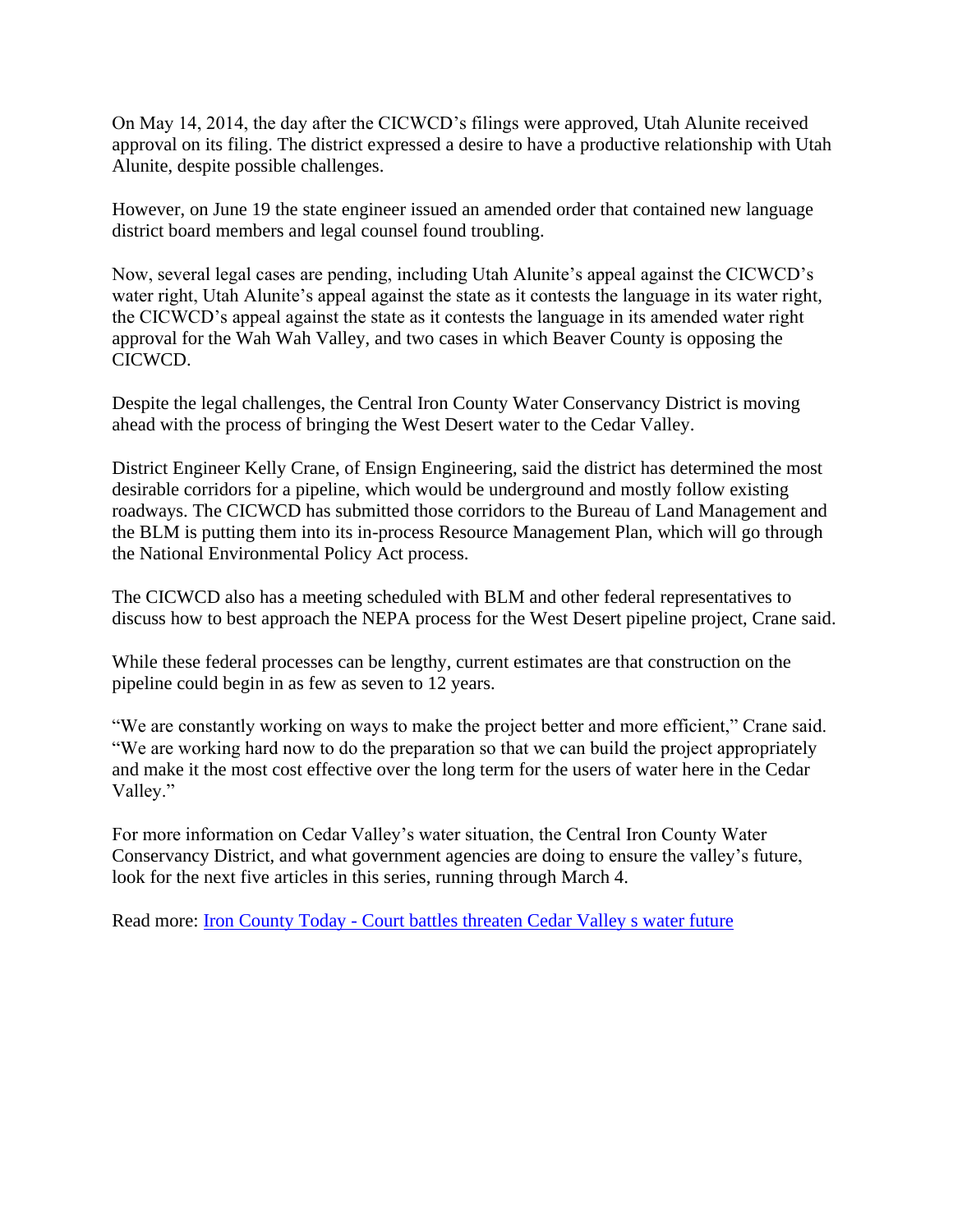On May 14, 2014, the day after the CICWCD's filings were approved, Utah Alunite received approval on its filing. The district expressed a desire to have a productive relationship with Utah Alunite, despite possible challenges.

However, on June 19 the state engineer issued an amended order that contained new language district board members and legal counsel found troubling.

Now, several legal cases are pending, including Utah Alunite's appeal against the CICWCD's water right, Utah Alunite's appeal against the state as it contests the language in its water right, the CICWCD's appeal against the state as it contests the language in its amended water right approval for the Wah Wah Valley, and two cases in which Beaver County is opposing the CICWCD.

Despite the legal challenges, the Central Iron County Water Conservancy District is moving ahead with the process of bringing the West Desert water to the Cedar Valley.

District Engineer Kelly Crane, of Ensign Engineering, said the district has determined the most desirable corridors for a pipeline, which would be underground and mostly follow existing roadways. The CICWCD has submitted those corridors to the Bureau of Land Management and the BLM is putting them into its in-process Resource Management Plan, which will go through the National Environmental Policy Act process.

The CICWCD also has a meeting scheduled with BLM and other federal representatives to discuss how to best approach the NEPA process for the West Desert pipeline project, Crane said.

While these federal processes can be lengthy, current estimates are that construction on the pipeline could begin in as few as seven to 12 years.

"We are constantly working on ways to make the project better and more efficient," Crane said. "We are working hard now to do the preparation so that we can build the project appropriately and make it the most cost effective over the long term for the users of water here in the Cedar Valley."

For more information on Cedar Valley's water situation, the Central Iron County Water Conservancy District, and what government agencies are doing to ensure the valley's future, look for the next five articles in this series, running through March 4.

Read more: [Iron County Today - Court battles threaten Cedar Valley s water future]